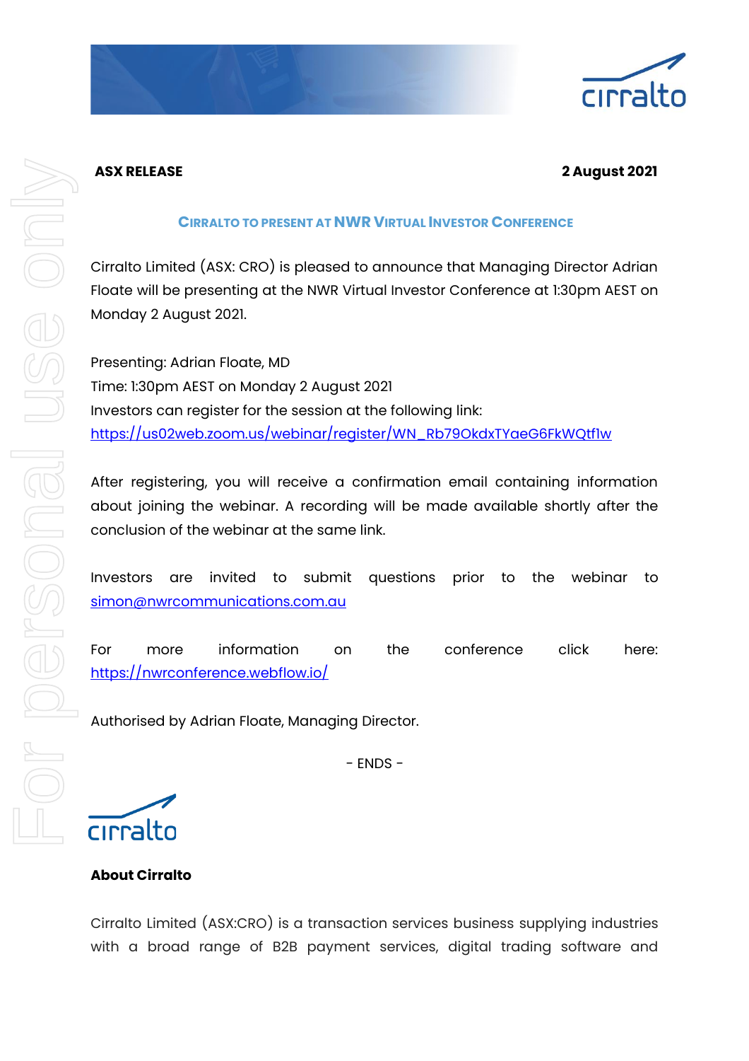**ASX RELEASE** **2 August 2021**

## CIRRALTO TO PRESENT AT NWR VIRTUAL INVESTOR CONFERENCE

Cirralto Limited (ASX: CRO) is pleased to announce that Managing Director Adrian Floate will be presenting at the NWR Virtual Investor Conference at 1:30pm AEST on Monday 2 August 2021.

Presenting: Adrian Floate, MD
Time: 1:30pm AEST on Monday 2 August 2021
Investors can register for the session at the following link:
[https://us02web.zoom.us/webinar/register/WN_Rb79OkdxTYaeG6FkWQtf1w](https://us02web.zoom.us/webinar/register/WN_Rb79OkdxTYaeG6FkWQtf1w)

After registering, you will receive a confirmation email containing information about joining the webinar. A recording will be made available shortly after the conclusion of the webinar at the same link.

Investors are invited to submit questions prior to the webinar to [simon@nwrcommunications.com.au](mailto:simon@nwrcommunications.com.au)

For more information on the conference click here: [https://nwrconference.webflow.io/](https://nwrconference.webflow.io/)

Authorised by Adrian Floate, Managing Director.

\- ENDS -

**About Cirralto**

Cirralto Limited (ASX:CRO) is a transaction services business supplying industries with a broad range of B2B payment services, digital trading software and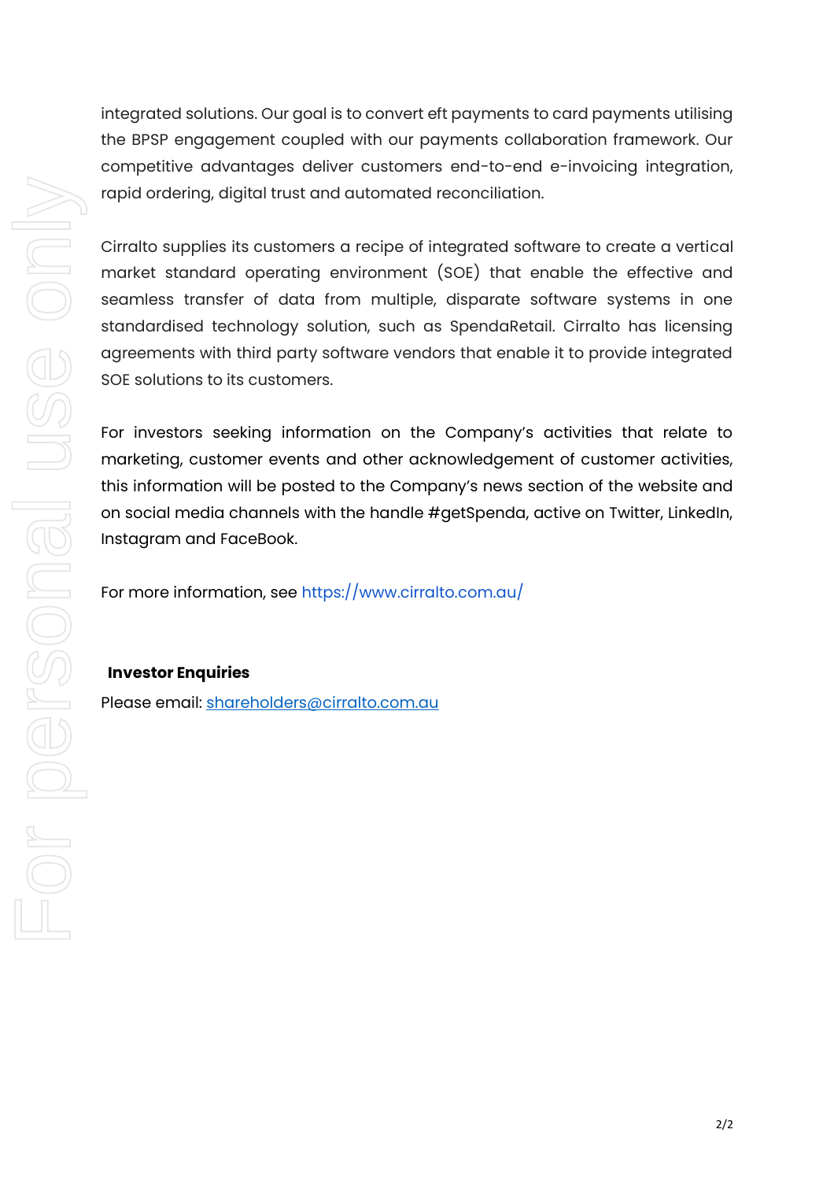integrated solutions. Our goal is to convert eft payments to card payments utilising the BPSP engagement coupled with our payments collaboration framework. Our competitive advantages deliver customers end-to-end e-invoicing integration, rapid ordering, digital trust and automated reconciliation.

Cirralto supplies its customers a recipe of integrated software to create a vertical market standard operating environment (SOE) that enable the effective and seamless transfer of data from multiple, disparate software systems in one standardised technology solution, such as SpendaRetail. Cirralto has licensing agreements with third party software vendors that enable it to provide integrated SOE solutions to its customers.

For investors seeking information on the Company's activities that relate to marketing, customer events and other acknowledgement of customer activities, this information will be posted to the Company's news section of the website and on social media channels with the handle #getSpenda, active on Twitter, LinkedIn, Instagram and FaceBook.

For more information, see https://www.cirralto.com.au/

**Investor Enquiries**

Please email: shareholders@cirralto.com.au